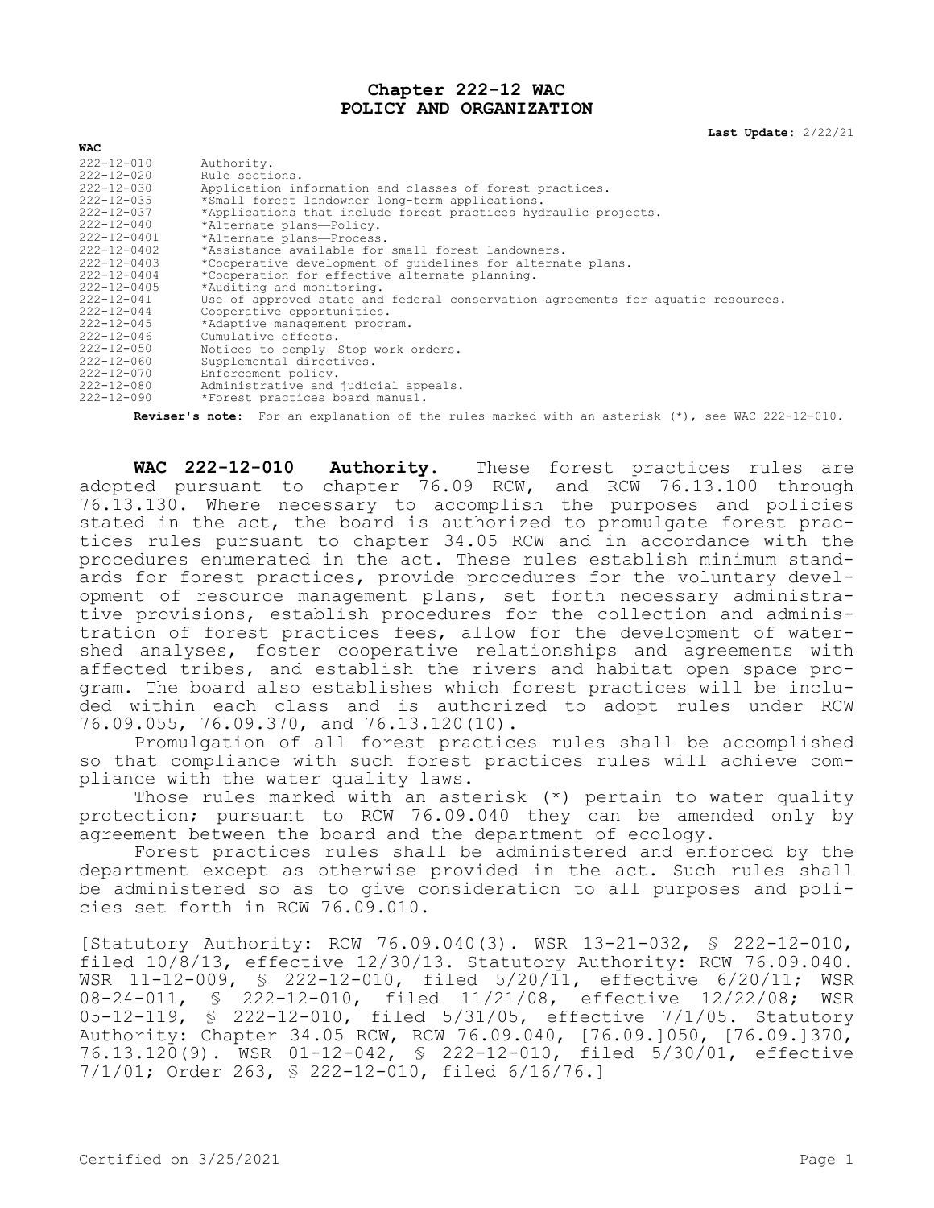# Chapter 222-12 WAC
# POLICY AND ORGANIZATION

**Last Update:** 2/22/21

**WAC**

| | |
|---|---|
| 222-12-010 | Authority. |
| 222-12-020 | Rule sections. |
| 222-12-030 | Application information and classes of forest practices. |
| 222-12-035 | *Small forest landowner long-term applications. |
| 222-12-037 | *Applications that include forest practices hydraulic projects. |
| 222-12-040 | *Alternate plans—Policy. |
| 222-12-0401 | *Alternate plans—Process. |
| 222-12-0402 | *Assistance available for small forest landowners. |
| 222-12-0403 | *Cooperative development of guidelines for alternate plans. |
| 222-12-0404 | *Cooperation for effective alternate planning. |
| 222-12-0405 | *Auditing and monitoring. |
| 222-12-041 | Use of approved state and federal conservation agreements for aquatic resources. |
| 222-12-044 | Cooperative opportunities. |
| 222-12-045 | *Adaptive management program. |
| 222-12-046 | Cumulative effects. |
| 222-12-050 | Notices to comply—Stop work orders. |
| 222-12-060 | Supplemental directives. |
| 222-12-070 | Enforcement policy. |
| 222-12-080 | Administrative and judicial appeals. |
| 222-12-090 | *Forest practices board manual. |

**Reviser's note:** For an explanation of the rules marked with an asterisk (*), see WAC 222-12-010.

**WAC 222-12-010 Authority.** These forest practices rules are adopted pursuant to chapter 76.09 RCW, and RCW 76.13.100 through 76.13.130. Where necessary to accomplish the purposes and policies stated in the act, the board is authorized to promulgate forest practices rules pursuant to chapter 34.05 RCW and in accordance with the procedures enumerated in the act. These rules establish minimum standards for forest practices, provide procedures for the voluntary development of resource management plans, set forth necessary administrative provisions, establish procedures for the collection and administration of forest practices fees, allow for the development of watershed analyses, foster cooperative relationships and agreements with affected tribes, and establish the rivers and habitat open space program. The board also establishes which forest practices will be included within each class and is authorized to adopt rules under RCW 76.09.055, 76.09.370, and 76.13.120(10).

Promulgation of all forest practices rules shall be accomplished so that compliance with such forest practices rules will achieve compliance with the water quality laws.

Those rules marked with an asterisk (*) pertain to water quality protection; pursuant to RCW 76.09.040 they can be amended only by agreement between the board and the department of ecology.

Forest practices rules shall be administered and enforced by the department except as otherwise provided in the act. Such rules shall be administered so as to give consideration to all purposes and policies set forth in RCW 76.09.010.

[Statutory Authority: RCW 76.09.040(3). WSR 13-21-032, § 222-12-010, filed 10/8/13, effective 12/30/13. Statutory Authority: RCW 76.09.040. WSR 11-12-009, § 222-12-010, filed 5/20/11, effective 6/20/11; WSR 08-24-011, § 222-12-010, filed 11/21/08, effective 12/22/08; WSR 05-12-119, § 222-12-010, filed 5/31/05, effective 7/1/05. Statutory Authority: Chapter 34.05 RCW, RCW 76.09.040, [76.09.]050, [76.09.]370, 76.13.120(9). WSR 01-12-042, § 222-12-010, filed 5/30/01, effective 7/1/01; Order 263, § 222-12-010, filed 6/16/76.]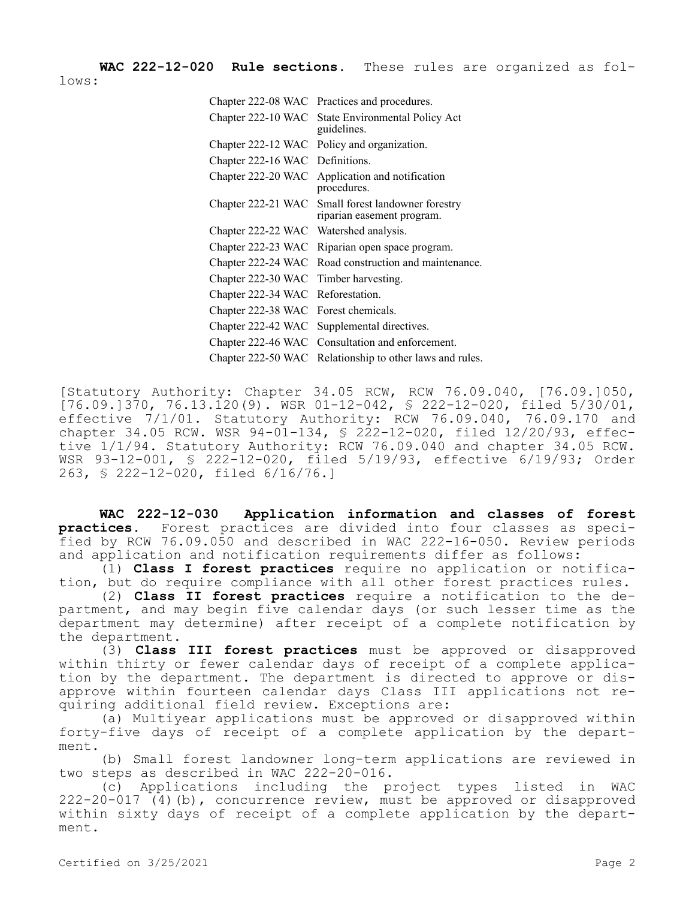**WAC 222-12-020 Rule sections.** These rules are organized as follows:

| | |
|---|---|
| Chapter 222-08 WAC | Practices and procedures. |
| Chapter 222-10 WAC | State Environmental Policy Act guidelines. |
| Chapter 222-12 WAC | Policy and organization. |
| Chapter 222-16 WAC | Definitions. |
| Chapter 222-20 WAC | Application and notification procedures. |
| Chapter 222-21 WAC | Small forest landowner forestry riparian easement program. |
| Chapter 222-22 WAC | Watershed analysis. |
| Chapter 222-23 WAC | Riparian open space program. |
| Chapter 222-24 WAC | Road construction and maintenance. |
| Chapter 222-30 WAC | Timber harvesting. |
| Chapter 222-34 WAC | Reforestation. |
| Chapter 222-38 WAC | Forest chemicals. |
| Chapter 222-42 WAC | Supplemental directives. |
| Chapter 222-46 WAC | Consultation and enforcement. |
| Chapter 222-50 WAC | Relationship to other laws and rules. |

[Statutory Authority: Chapter 34.05 RCW, RCW 76.09.040, [76.09.]050, [76.09.]370, 76.13.120(9). WSR 01-12-042, § 222-12-020, filed 5/30/01, effective 7/1/01. Statutory Authority: RCW 76.09.040, 76.09.170 and chapter 34.05 RCW. WSR 94-01-134, § 222-12-020, filed 12/20/93, effective 1/1/94. Statutory Authority: RCW 76.09.040 and chapter 34.05 RCW. WSR 93-12-001, § 222-12-020, filed 5/19/93, effective 6/19/93; Order 263, § 222-12-020, filed 6/16/76.]

**WAC 222-12-030 Application information and classes of forest practices.** Forest practices are divided into four classes as specified by RCW 76.09.050 and described in WAC 222-16-050. Review periods and application and notification requirements differ as follows:

(1) **Class I forest practices** require no application or notification, but do require compliance with all other forest practices rules.

(2) **Class II forest practices** require a notification to the department, and may begin five calendar days (or such lesser time as the department may determine) after receipt of a complete notification by the department.

(3) **Class III forest practices** must be approved or disapproved within thirty or fewer calendar days of receipt of a complete application by the department. The department is directed to approve or disapprove within fourteen calendar days Class III applications not requiring additional field review. Exceptions are:

(a) Multiyear applications must be approved or disapproved within forty-five days of receipt of a complete application by the department.

(b) Small forest landowner long-term applications are reviewed in two steps as described in WAC 222-20-016.

(c) Applications including the project types listed in WAC 222-20-017 (4)(b), concurrence review, must be approved or disapproved within sixty days of receipt of a complete application by the department.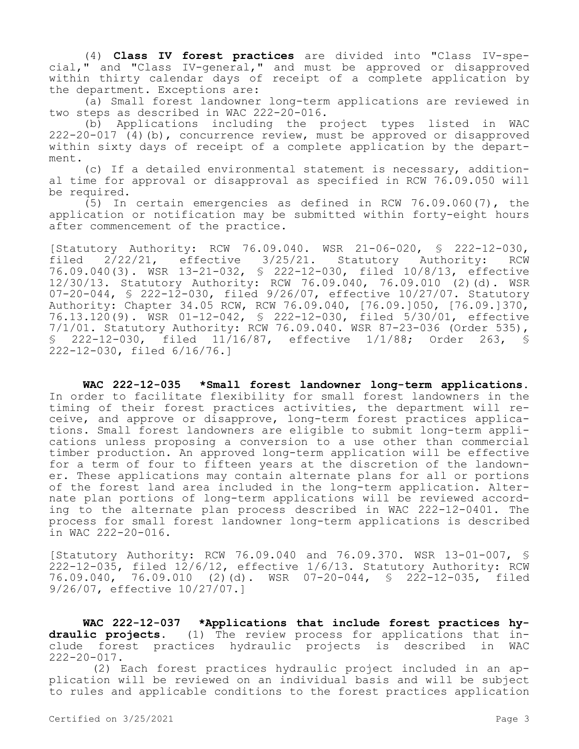(4) **Class IV forest practices** are divided into "Class IV-special," and "Class IV-general," and must be approved or disapproved within thirty calendar days of receipt of a complete application by the department. Exceptions are:

(a) Small forest landowner long-term applications are reviewed in two steps as described in WAC 222-20-016.

(b) Applications including the project types listed in WAC 222-20-017 (4)(b), concurrence review, must be approved or disapproved within sixty days of receipt of a complete application by the department.

(c) If a detailed environmental statement is necessary, additional time for approval or disapproval as specified in RCW 76.09.050 will be required.

(5) In certain emergencies as defined in RCW 76.09.060(7), the application or notification may be submitted within forty-eight hours after commencement of the practice.

[Statutory Authority: RCW 76.09.040. WSR 21-06-020, § 222-12-030, filed 2/22/21, effective 3/25/21. Statutory Authority: RCW 76.09.040(3). WSR 13-21-032, § 222-12-030, filed 10/8/13, effective 12/30/13. Statutory Authority: RCW 76.09.040, 76.09.010 (2)(d). WSR 07-20-044, § 222-12-030, filed 9/26/07, effective 10/27/07. Statutory Authority: Chapter 34.05 RCW, RCW 76.09.040, [76.09.]050, [76.09.]370, 76.13.120(9). WSR 01-12-042, § 222-12-030, filed 5/30/01, effective 7/1/01. Statutory Authority: RCW 76.09.040. WSR 87-23-036 (Order 535), § 222-12-030, filed 11/16/87, effective 1/1/88; Order 263, § 222-12-030, filed 6/16/76.]

**WAC 222-12-035 *Small forest landowner long-term applications.** In order to facilitate flexibility for small forest landowners in the timing of their forest practices activities, the department will receive, and approve or disapprove, long-term forest practices applications. Small forest landowners are eligible to submit long-term applications unless proposing a conversion to a use other than commercial timber production. An approved long-term application will be effective for a term of four to fifteen years at the discretion of the landowner. These applications may contain alternate plans for all or portions of the forest land area included in the long-term application. Alternate plan portions of long-term applications will be reviewed according to the alternate plan process described in WAC 222-12-0401. The process for small forest landowner long-term applications is described in WAC 222-20-016.

[Statutory Authority: RCW 76.09.040 and 76.09.370. WSR 13-01-007, § 222-12-035, filed 12/6/12, effective 1/6/13. Statutory Authority: RCW 76.09.040, 76.09.010 (2)(d). WSR 07-20-044, § 222-12-035, filed 9/26/07, effective 10/27/07.]

**WAC 222-12-037 *Applications that include forest practices hydraulic projects.** (1) The review process for applications that include forest practices hydraulic projects is described in WAC 222-20-017.

(2) Each forest practices hydraulic project included in an application will be reviewed on an individual basis and will be subject to rules and applicable conditions to the forest practices application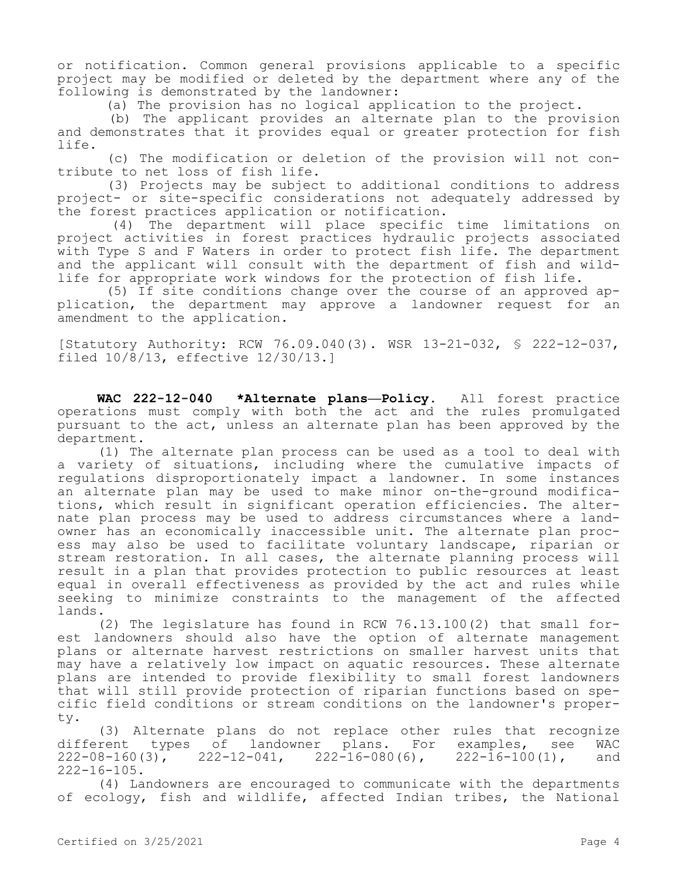or notification. Common general provisions applicable to a specific project may be modified or deleted by the department where any of the following is demonstrated by the landowner:

(a) The provision has no logical application to the project.

(b) The applicant provides an alternate plan to the provision and demonstrates that it provides equal or greater protection for fish life.

(c) The modification or deletion of the provision will not contribute to net loss of fish life.

(3) Projects may be subject to additional conditions to address project- or site-specific considerations not adequately addressed by the forest practices application or notification.

(4) The department will place specific time limitations on project activities in forest practices hydraulic projects associated with Type S and F Waters in order to protect fish life. The department and the applicant will consult with the department of fish and wildlife for appropriate work windows for the protection of fish life.

(5) If site conditions change over the course of an approved application, the department may approve a landowner request for an amendment to the application.

[Statutory Authority: RCW 76.09.040(3). WSR 13-21-032, § 222-12-037, filed 10/8/13, effective 12/30/13.]

**WAC 222-12-040 *Alternate plans—Policy.** All forest practice operations must comply with both the act and the rules promulgated pursuant to the act, unless an alternate plan has been approved by the department.

(1) The alternate plan process can be used as a tool to deal with a variety of situations, including where the cumulative impacts of regulations disproportionately impact a landowner. In some instances an alternate plan may be used to make minor on-the-ground modifications, which result in significant operation efficiencies. The alternate plan process may be used to address circumstances where a landowner has an economically inaccessible unit. The alternate plan process may also be used to facilitate voluntary landscape, riparian or stream restoration. In all cases, the alternate planning process will result in a plan that provides protection to public resources at least equal in overall effectiveness as provided by the act and rules while seeking to minimize constraints to the management of the affected lands.

(2) The legislature has found in RCW 76.13.100(2) that small forest landowners should also have the option of alternate management plans or alternate harvest restrictions on smaller harvest units that may have a relatively low impact on aquatic resources. These alternate plans are intended to provide flexibility to small forest landowners that will still provide protection of riparian functions based on specific field conditions or stream conditions on the landowner's property.

(3) Alternate plans do not replace other rules that recognize different types of landowner plans. For examples, see WAC 222-08-160(3), 222-12-041, 222-16-080(6), 222-16-100(1), and 222-16-105.

(4) Landowners are encouraged to communicate with the departments of ecology, fish and wildlife, affected Indian tribes, the National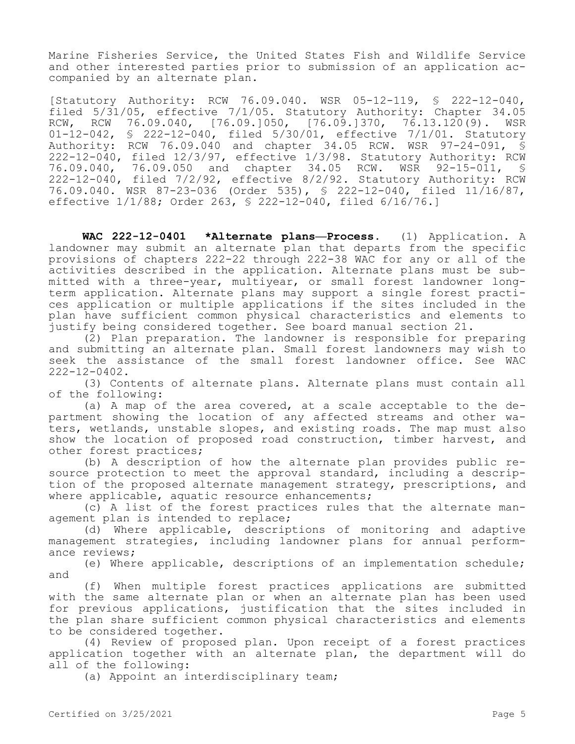Marine Fisheries Service, the United States Fish and Wildlife Service and other interested parties prior to submission of an application accompanied by an alternate plan.

[Statutory Authority: RCW 76.09.040. WSR 05-12-119, § 222-12-040, filed 5/31/05, effective 7/1/05. Statutory Authority: Chapter 34.05 RCW, RCW 76.09.040, [76.09.]050, [76.09.]370, 76.13.120(9). WSR 01-12-042, § 222-12-040, filed 5/30/01, effective 7/1/01. Statutory Authority: RCW 76.09.040 and chapter 34.05 RCW. WSR 97-24-091, § 222-12-040, filed 12/3/97, effective 1/3/98. Statutory Authority: RCW 76.09.040, 76.09.050 and chapter 34.05 RCW. WSR 92-15-011, § 222-12-040, filed 7/2/92, effective 8/2/92. Statutory Authority: RCW 76.09.040. WSR 87-23-036 (Order 535), § 222-12-040, filed 11/16/87, effective 1/1/88; Order 263, § 222-12-040, filed 6/16/76.]

**WAC 222-12-0401 \*Alternate plans—Process.** (1) Application. A landowner may submit an alternate plan that departs from the specific provisions of chapters 222-22 through 222-38 WAC for any or all of the activities described in the application. Alternate plans must be submitted with a three-year, multiyear, or small forest landowner long-term application. Alternate plans may support a single forest practices application or multiple applications if the sites included in the plan have sufficient common physical characteristics and elements to justify being considered together. See board manual section 21.

(2) Plan preparation. The landowner is responsible for preparing and submitting an alternate plan. Small forest landowners may wish to seek the assistance of the small forest landowner office. See WAC 222-12-0402.

(3) Contents of alternate plans. Alternate plans must contain all of the following:

(a) A map of the area covered, at a scale acceptable to the department showing the location of any affected streams and other waters, wetlands, unstable slopes, and existing roads. The map must also show the location of proposed road construction, timber harvest, and other forest practices;

(b) A description of how the alternate plan provides public resource protection to meet the approval standard, including a description of the proposed alternate management strategy, prescriptions, and where applicable, aquatic resource enhancements;

(c) A list of the forest practices rules that the alternate management plan is intended to replace;

(d) Where applicable, descriptions of monitoring and adaptive management strategies, including landowner plans for annual performance reviews;

(e) Where applicable, descriptions of an implementation schedule; and

(f) When multiple forest practices applications are submitted with the same alternate plan or when an alternate plan has been used for previous applications, justification that the sites included in the plan share sufficient common physical characteristics and elements to be considered together.

(4) Review of proposed plan. Upon receipt of a forest practices application together with an alternate plan, the department will do all of the following:

(a) Appoint an interdisciplinary team;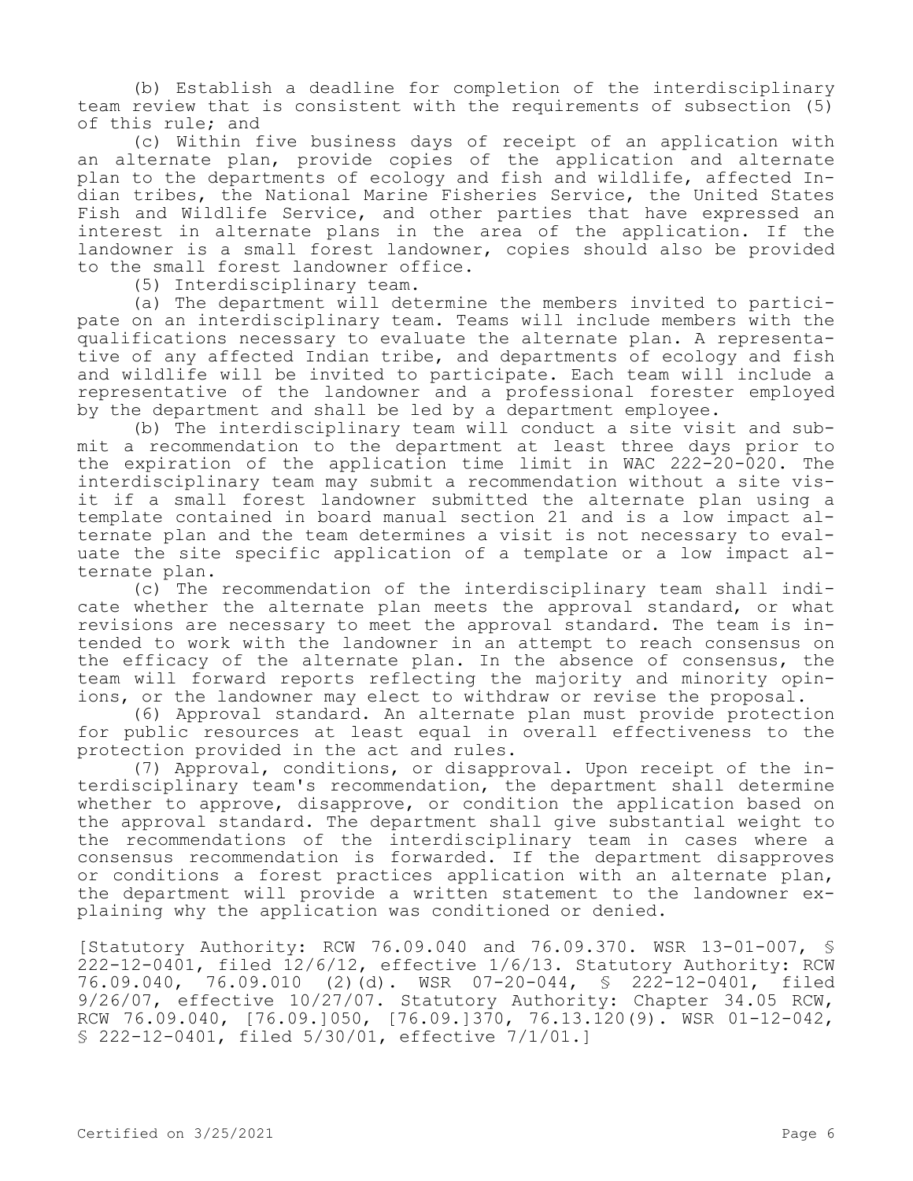(b) Establish a deadline for completion of the interdisciplinary team review that is consistent with the requirements of subsection (5) of this rule; and

(c) Within five business days of receipt of an application with an alternate plan, provide copies of the application and alternate plan to the departments of ecology and fish and wildlife, affected Indian tribes, the National Marine Fisheries Service, the United States Fish and Wildlife Service, and other parties that have expressed an interest in alternate plans in the area of the application. If the landowner is a small forest landowner, copies should also be provided to the small forest landowner office.

(5) Interdisciplinary team.

(a) The department will determine the members invited to participate on an interdisciplinary team. Teams will include members with the qualifications necessary to evaluate the alternate plan. A representative of any affected Indian tribe, and departments of ecology and fish and wildlife will be invited to participate. Each team will include a representative of the landowner and a professional forester employed by the department and shall be led by a department employee.

(b) The interdisciplinary team will conduct a site visit and submit a recommendation to the department at least three days prior to the expiration of the application time limit in WAC 222-20-020. The interdisciplinary team may submit a recommendation without a site visit if a small forest landowner submitted the alternate plan using a template contained in board manual section 21 and is a low impact alternate plan and the team determines a visit is not necessary to evaluate the site specific application of a template or a low impact alternate plan.

(c) The recommendation of the interdisciplinary team shall indicate whether the alternate plan meets the approval standard, or what revisions are necessary to meet the approval standard. The team is intended to work with the landowner in an attempt to reach consensus on the efficacy of the alternate plan. In the absence of consensus, the team will forward reports reflecting the majority and minority opinions, or the landowner may elect to withdraw or revise the proposal.

(6) Approval standard. An alternate plan must provide protection for public resources at least equal in overall effectiveness to the protection provided in the act and rules.

(7) Approval, conditions, or disapproval. Upon receipt of the interdisciplinary team's recommendation, the department shall determine whether to approve, disapprove, or condition the application based on the approval standard. The department shall give substantial weight to the recommendations of the interdisciplinary team in cases where a consensus recommendation is forwarded. If the department disapproves or conditions a forest practices application with an alternate plan, the department will provide a written statement to the landowner explaining why the application was conditioned or denied.

[Statutory Authority: RCW 76.09.040 and 76.09.370. WSR 13-01-007, § 222-12-0401, filed 12/6/12, effective 1/6/13. Statutory Authority: RCW 76.09.040, 76.09.010 (2)(d). WSR 07-20-044, § 222-12-0401, filed 9/26/07, effective 10/27/07. Statutory Authority: Chapter 34.05 RCW, RCW 76.09.040, [76.09.]050, [76.09.]370, 76.13.120(9). WSR 01-12-042, § 222-12-0401, filed 5/30/01, effective 7/1/01.]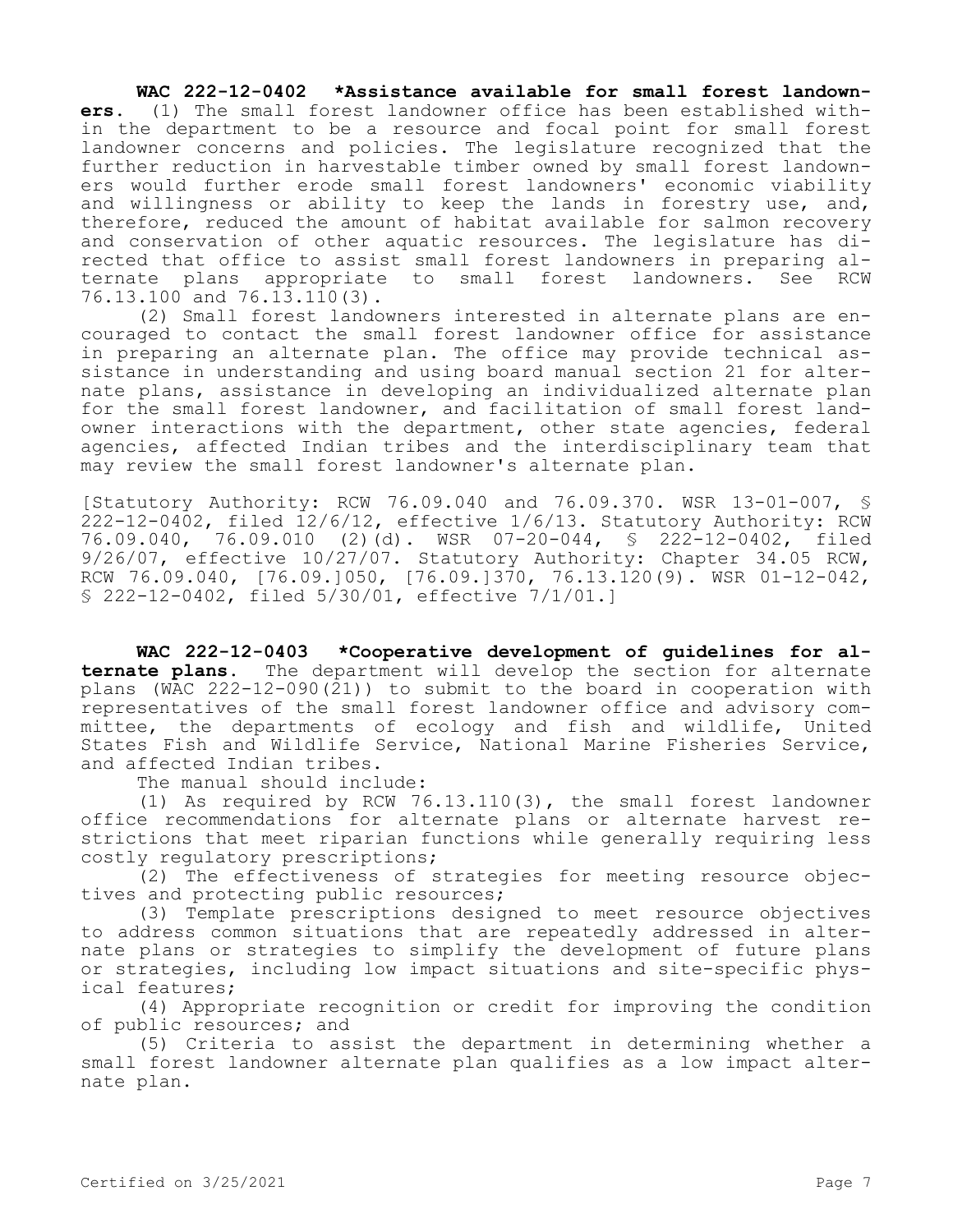**WAC 222-12-0402 *Assistance available for small forest landowners.** (1) The small forest landowner office has been established within the department to be a resource and focal point for small forest landowner concerns and policies. The legislature recognized that the further reduction in harvestable timber owned by small forest landowners would further erode small forest landowners' economic viability and willingness or ability to keep the lands in forestry use, and, therefore, reduced the amount of habitat available for salmon recovery and conservation of other aquatic resources. The legislature has directed that office to assist small forest landowners in preparing alternate plans appropriate to small forest landowners. See RCW 76.13.100 and 76.13.110(3).

(2) Small forest landowners interested in alternate plans are encouraged to contact the small forest landowner office for assistance in preparing an alternate plan. The office may provide technical assistance in understanding and using board manual section 21 for alternate plans, assistance in developing an individualized alternate plan for the small forest landowner, and facilitation of small forest landowner interactions with the department, other state agencies, federal agencies, affected Indian tribes and the interdisciplinary team that may review the small forest landowner's alternate plan.

[Statutory Authority: RCW 76.09.040 and 76.09.370. WSR 13-01-007, § 222-12-0402, filed 12/6/12, effective 1/6/13. Statutory Authority: RCW 76.09.040, 76.09.010 (2)(d). WSR 07-20-044, § 222-12-0402, filed 9/26/07, effective 10/27/07. Statutory Authority: Chapter 34.05 RCW, RCW 76.09.040, [76.09.]050, [76.09.]370, 76.13.120(9). WSR 01-12-042, § 222-12-0402, filed 5/30/01, effective 7/1/01.]

**WAC 222-12-0403 *Cooperative development of guidelines for alternate plans.** The department will develop the section for alternate plans (WAC 222-12-090(21)) to submit to the board in cooperation with representatives of the small forest landowner office and advisory committee, the departments of ecology and fish and wildlife, United States Fish and Wildlife Service, National Marine Fisheries Service, and affected Indian tribes.

The manual should include:

(1) As required by RCW 76.13.110(3), the small forest landowner office recommendations for alternate plans or alternate harvest restrictions that meet riparian functions while generally requiring less costly regulatory prescriptions;

(2) The effectiveness of strategies for meeting resource objectives and protecting public resources;

(3) Template prescriptions designed to meet resource objectives to address common situations that are repeatedly addressed in alternate plans or strategies to simplify the development of future plans or strategies, including low impact situations and site-specific physical features;

(4) Appropriate recognition or credit for improving the condition of public resources; and

(5) Criteria to assist the department in determining whether a small forest landowner alternate plan qualifies as a low impact alternate plan.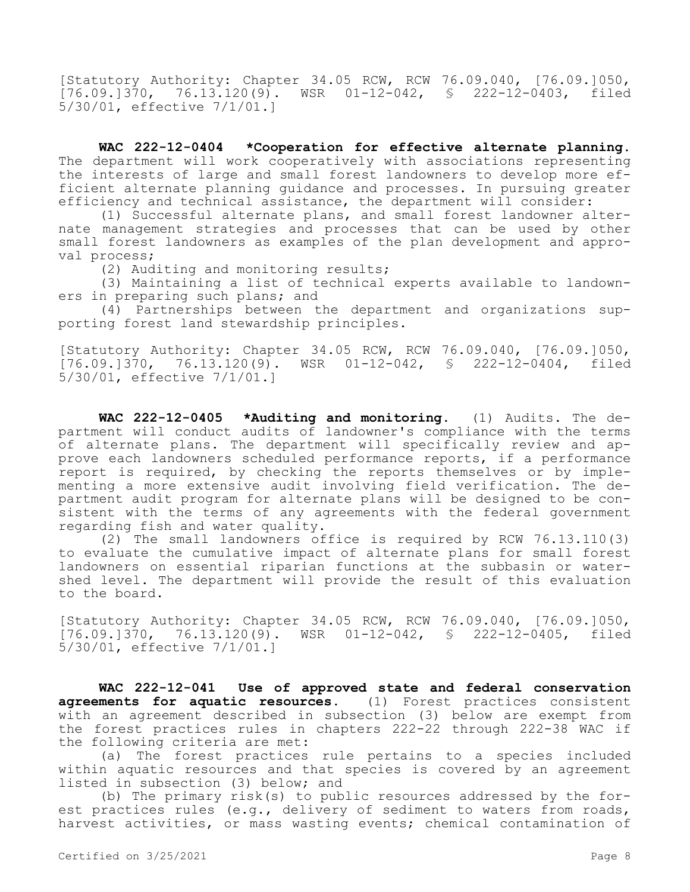[Statutory Authority: Chapter 34.05 RCW, RCW 76.09.040, [76.09.]050, [76.09.]370, 76.13.120(9). WSR 01-12-042, § 222-12-0403, filed 5/30/01, effective 7/1/01.]

**WAC 222-12-0404 *Cooperation for effective alternate planning.** The department will work cooperatively with associations representing the interests of large and small forest landowners to develop more efficient alternate planning guidance and processes. In pursuing greater efficiency and technical assistance, the department will consider:

(1) Successful alternate plans, and small forest landowner alternate management strategies and processes that can be used by other small forest landowners as examples of the plan development and approval process;

(2) Auditing and monitoring results;

(3) Maintaining a list of technical experts available to landowners in preparing such plans; and

(4) Partnerships between the department and organizations supporting forest land stewardship principles.

[Statutory Authority: Chapter 34.05 RCW, RCW 76.09.040, [76.09.]050, [76.09.]370, 76.13.120(9). WSR 01-12-042, § 222-12-0404, filed 5/30/01, effective 7/1/01.]

**WAC 222-12-0405 *Auditing and monitoring.** (1) Audits. The department will conduct audits of landowner's compliance with the terms of alternate plans. The department will specifically review and approve each landowners scheduled performance reports, if a performance report is required, by checking the reports themselves or by implementing a more extensive audit involving field verification. The department audit program for alternate plans will be designed to be consistent with the terms of any agreements with the federal government regarding fish and water quality.

(2) The small landowners office is required by RCW 76.13.110(3) to evaluate the cumulative impact of alternate plans for small forest landowners on essential riparian functions at the subbasin or watershed level. The department will provide the result of this evaluation to the board.

[Statutory Authority: Chapter 34.05 RCW, RCW 76.09.040, [76.09.]050, [76.09.]370, 76.13.120(9). WSR 01-12-042, § 222-12-0405, filed 5/30/01, effective 7/1/01.]

**WAC 222-12-041 Use of approved state and federal conservation agreements for aquatic resources.** (1) Forest practices consistent with an agreement described in subsection (3) below are exempt from the forest practices rules in chapters 222-22 through 222-38 WAC if the following criteria are met:

(a) The forest practices rule pertains to a species included within aquatic resources and that species is covered by an agreement listed in subsection (3) below; and

(b) The primary risk(s) to public resources addressed by the forest practices rules (e.g., delivery of sediment to waters from roads, harvest activities, or mass wasting events; chemical contamination of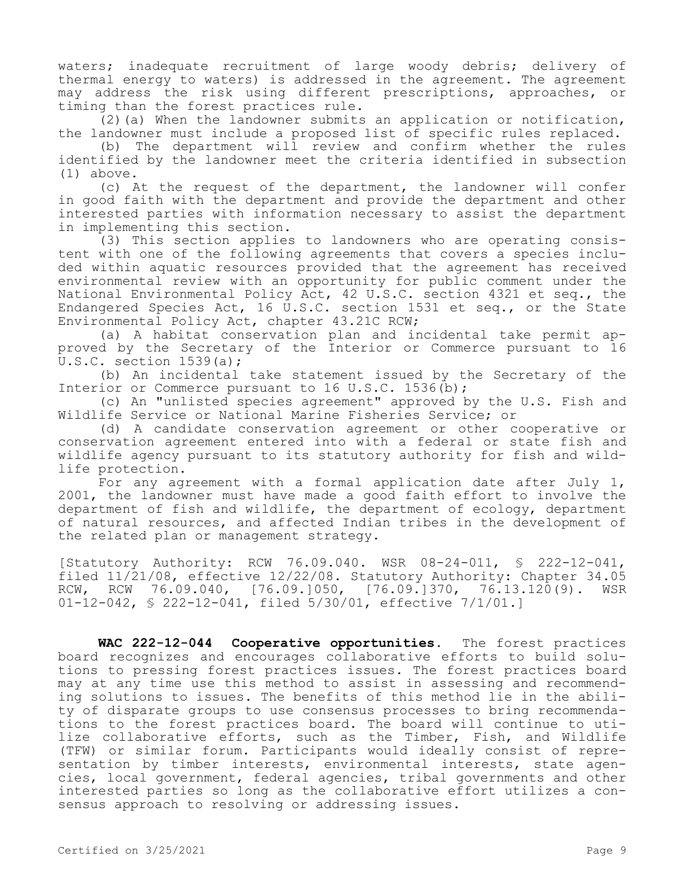waters; inadequate recruitment of large woody debris; delivery of thermal energy to waters) is addressed in the agreement. The agreement may address the risk using different prescriptions, approaches, or timing than the forest practices rule.

(2)(a) When the landowner submits an application or notification, the landowner must include a proposed list of specific rules replaced.

(b) The department will review and confirm whether the rules identified by the landowner meet the criteria identified in subsection (1) above.

(c) At the request of the department, the landowner will confer in good faith with the department and provide the department and other interested parties with information necessary to assist the department in implementing this section.

(3) This section applies to landowners who are operating consistent with one of the following agreements that covers a species included within aquatic resources provided that the agreement has received environmental review with an opportunity for public comment under the National Environmental Policy Act, 42 U.S.C. section 4321 et seq., the Endangered Species Act, 16 U.S.C. section 1531 et seq., or the State Environmental Policy Act, chapter 43.21C RCW;

(a) A habitat conservation plan and incidental take permit approved by the Secretary of the Interior or Commerce pursuant to 16 U.S.C. section 1539(a);

(b) An incidental take statement issued by the Secretary of the Interior or Commerce pursuant to 16 U.S.C. 1536(b);

(c) An "unlisted species agreement" approved by the U.S. Fish and Wildlife Service or National Marine Fisheries Service; or

(d) A candidate conservation agreement or other cooperative or conservation agreement entered into with a federal or state fish and wildlife agency pursuant to its statutory authority for fish and wildlife protection.

For any agreement with a formal application date after July 1, 2001, the landowner must have made a good faith effort to involve the department of fish and wildlife, the department of ecology, department of natural resources, and affected Indian tribes in the development of the related plan or management strategy.

[Statutory Authority: RCW 76.09.040. WSR 08-24-011, § 222-12-041, filed 11/21/08, effective 12/22/08. Statutory Authority: Chapter 34.05 RCW, RCW 76.09.040, [76.09.]050, [76.09.]370, 76.13.120(9). WSR 01-12-042, § 222-12-041, filed 5/30/01, effective 7/1/01.]

**WAC 222-12-044 Cooperative opportunities.** The forest practices board recognizes and encourages collaborative efforts to build solutions to pressing forest practices issues. The forest practices board may at any time use this method to assist in assessing and recommending solutions to issues. The benefits of this method lie in the ability of disparate groups to use consensus processes to bring recommendations to the forest practices board. The board will continue to utilize collaborative efforts, such as the Timber, Fish, and Wildlife (TFW) or similar forum. Participants would ideally consist of representation by timber interests, environmental interests, state agencies, local government, federal agencies, tribal governments and other interested parties so long as the collaborative effort utilizes a consensus approach to resolving or addressing issues.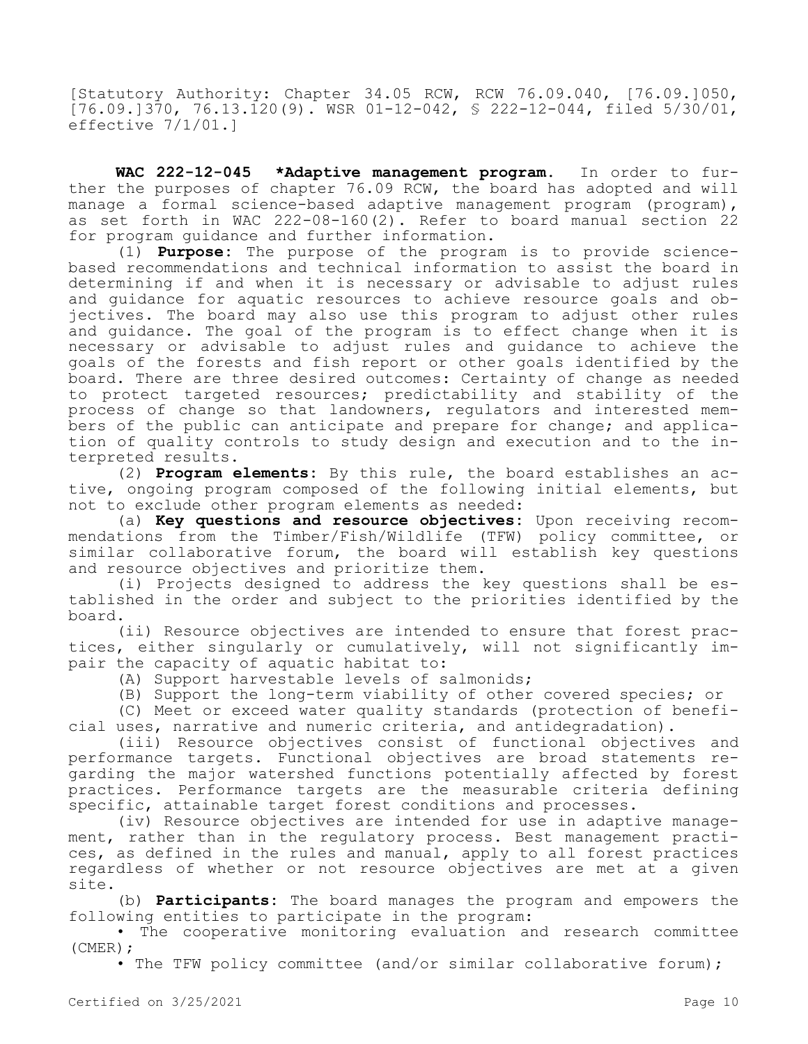[Statutory Authority: Chapter 34.05 RCW, RCW 76.09.040, [76.09.]050, [76.09.]370, 76.13.120(9). WSR 01-12-042, § 222-12-044, filed 5/30/01, effective 7/1/01.]

**WAC 222-12-045 *Adaptive management program.** In order to further the purposes of chapter 76.09 RCW, the board has adopted and will manage a formal science-based adaptive management program (program), as set forth in WAC 222-08-160(2). Refer to board manual section 22 for program guidance and further information.

(1) **Purpose:** The purpose of the program is to provide science-based recommendations and technical information to assist the board in determining if and when it is necessary or advisable to adjust rules and guidance for aquatic resources to achieve resource goals and objectives. The board may also use this program to adjust other rules and guidance. The goal of the program is to effect change when it is necessary or advisable to adjust rules and guidance to achieve the goals of the forests and fish report or other goals identified by the board. There are three desired outcomes: Certainty of change as needed to protect targeted resources; predictability and stability of the process of change so that landowners, regulators and interested members of the public can anticipate and prepare for change; and application of quality controls to study design and execution and to the interpreted results.

(2) **Program elements:** By this rule, the board establishes an active, ongoing program composed of the following initial elements, but not to exclude other program elements as needed:

(a) **Key questions and resource objectives:** Upon receiving recommendations from the Timber/Fish/Wildlife (TFW) policy committee, or similar collaborative forum, the board will establish key questions and resource objectives and prioritize them.

(i) Projects designed to address the key questions shall be established in the order and subject to the priorities identified by the board.

(ii) Resource objectives are intended to ensure that forest practices, either singularly or cumulatively, will not significantly impair the capacity of aquatic habitat to:

(A) Support harvestable levels of salmonids;

(B) Support the long-term viability of other covered species; or

(C) Meet or exceed water quality standards (protection of beneficial uses, narrative and numeric criteria, and antidegradation).

(iii) Resource objectives consist of functional objectives and performance targets. Functional objectives are broad statements regarding the major watershed functions potentially affected by forest practices. Performance targets are the measurable criteria defining specific, attainable target forest conditions and processes.

(iv) Resource objectives are intended for use in adaptive management, rather than in the regulatory process. Best management practices, as defined in the rules and manual, apply to all forest practices regardless of whether or not resource objectives are met at a given site.

(b) **Participants:** The board manages the program and empowers the following entities to participate in the program:

• The cooperative monitoring evaluation and research committee (CMER);

• The TFW policy committee (and/or similar collaborative forum);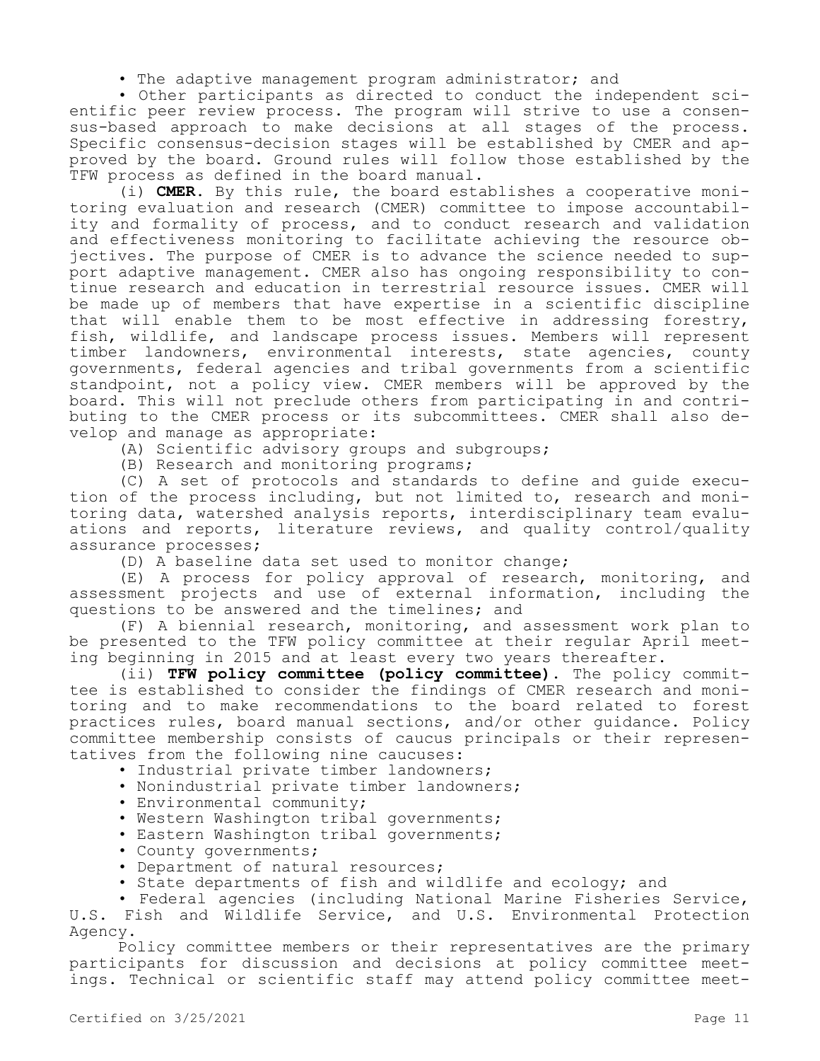- The adaptive management program administrator; and
- Other participants as directed to conduct the independent scientific peer review process. The program will strive to use a consensus-based approach to make decisions at all stages of the process. Specific consensus-decision stages will be established by CMER and approved by the board. Ground rules will follow those established by the TFW process as defined in the board manual.

(i) **CMER.** By this rule, the board establishes a cooperative monitoring evaluation and research (CMER) committee to impose accountability and formality of process, and to conduct research and validation and effectiveness monitoring to facilitate achieving the resource objectives. The purpose of CMER is to advance the science needed to support adaptive management. CMER also has ongoing responsibility to continue research and education in terrestrial resource issues. CMER will be made up of members that have expertise in a scientific discipline that will enable them to be most effective in addressing forestry, fish, wildlife, and landscape process issues. Members will represent timber landowners, environmental interests, state agencies, county governments, federal agencies and tribal governments from a scientific standpoint, not a policy view. CMER members will be approved by the board. This will not preclude others from participating in and contributing to the CMER process or its subcommittees. CMER shall also develop and manage as appropriate:

(A) Scientific advisory groups and subgroups;

(B) Research and monitoring programs;

(C) A set of protocols and standards to define and guide execution of the process including, but not limited to, research and monitoring data, watershed analysis reports, interdisciplinary team evaluations and reports, literature reviews, and quality control/quality assurance processes;

(D) A baseline data set used to monitor change;

(E) A process for policy approval of research, monitoring, and assessment projects and use of external information, including the questions to be answered and the timelines; and

(F) A biennial research, monitoring, and assessment work plan to be presented to the TFW policy committee at their regular April meeting beginning in 2015 and at least every two years thereafter.

(ii) **TFW policy committee (policy committee).** The policy committee is established to consider the findings of CMER research and monitoring and to make recommendations to the board related to forest practices rules, board manual sections, and/or other guidance. Policy committee membership consists of caucus principals or their representatives from the following nine caucuses:

- Industrial private timber landowners;
- Nonindustrial private timber landowners;
- Environmental community;
- Western Washington tribal governments;
- Eastern Washington tribal governments;
- County governments;
- Department of natural resources;
- State departments of fish and wildlife and ecology; and
- Federal agencies (including National Marine Fisheries Service, U.S. Fish and Wildlife Service, and U.S. Environmental Protection Agency.

Policy committee members or their representatives are the primary participants for discussion and decisions at policy committee meetings. Technical or scientific staff may attend policy committee meet-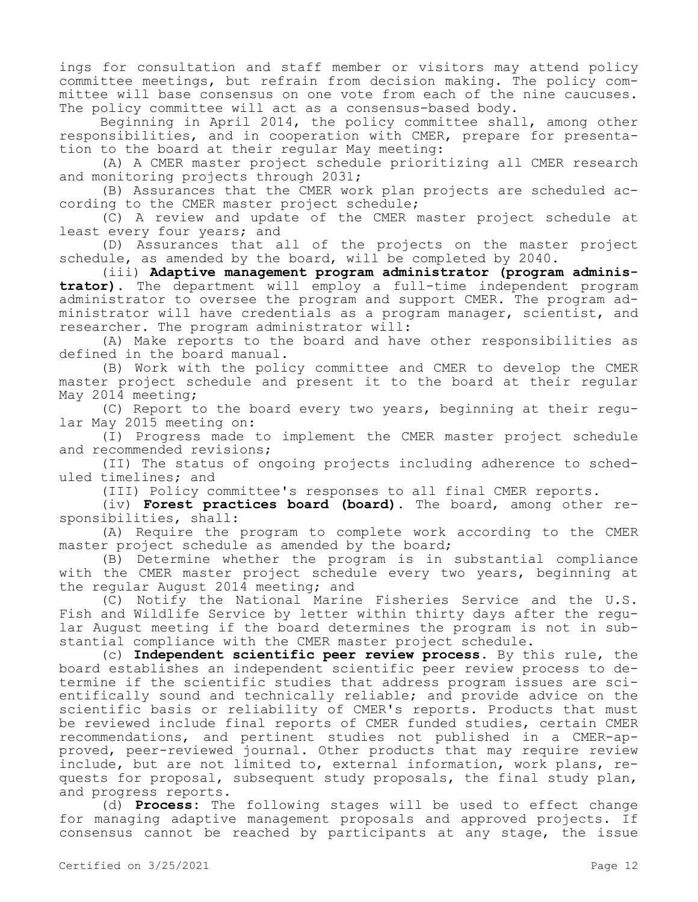ings for consultation and staff member or visitors may attend policy committee meetings, but refrain from decision making. The policy committee will base consensus on one vote from each of the nine caucuses. The policy committee will act as a consensus-based body.

Beginning in April 2014, the policy committee shall, among other responsibilities, and in cooperation with CMER, prepare for presentation to the board at their regular May meeting:

(A) A CMER master project schedule prioritizing all CMER research and monitoring projects through 2031;

(B) Assurances that the CMER work plan projects are scheduled according to the CMER master project schedule;

(C) A review and update of the CMER master project schedule at least every four years; and

(D) Assurances that all of the projects on the master project schedule, as amended by the board, will be completed by 2040.

(iii) **Adaptive management program administrator (program administrator).** The department will employ a full-time independent program administrator to oversee the program and support CMER. The program administrator will have credentials as a program manager, scientist, and researcher. The program administrator will:

(A) Make reports to the board and have other responsibilities as defined in the board manual.

(B) Work with the policy committee and CMER to develop the CMER master project schedule and present it to the board at their regular May 2014 meeting;

(C) Report to the board every two years, beginning at their regular May 2015 meeting on:

(I) Progress made to implement the CMER master project schedule and recommended revisions;

(II) The status of ongoing projects including adherence to scheduled timelines; and

(III) Policy committee's responses to all final CMER reports.

(iv) **Forest practices board (board).** The board, among other responsibilities, shall:

(A) Require the program to complete work according to the CMER master project schedule as amended by the board;

(B) Determine whether the program is in substantial compliance with the CMER master project schedule every two years, beginning at the regular August 2014 meeting; and

(C) Notify the National Marine Fisheries Service and the U.S. Fish and Wildlife Service by letter within thirty days after the regular August meeting if the board determines the program is not in substantial compliance with the CMER master project schedule.

(c) **Independent scientific peer review process.** By this rule, the board establishes an independent scientific peer review process to determine if the scientific studies that address program issues are scientifically sound and technically reliable; and provide advice on the scientific basis or reliability of CMER's reports. Products that must be reviewed include final reports of CMER funded studies, certain CMER recommendations, and pertinent studies not published in a CMER-approved, peer-reviewed journal. Other products that may require review include, but are not limited to, external information, work plans, requests for proposal, subsequent study proposals, the final study plan, and progress reports.

(d) **Process:** The following stages will be used to effect change for managing adaptive management proposals and approved projects. If consensus cannot be reached by participants at any stage, the issue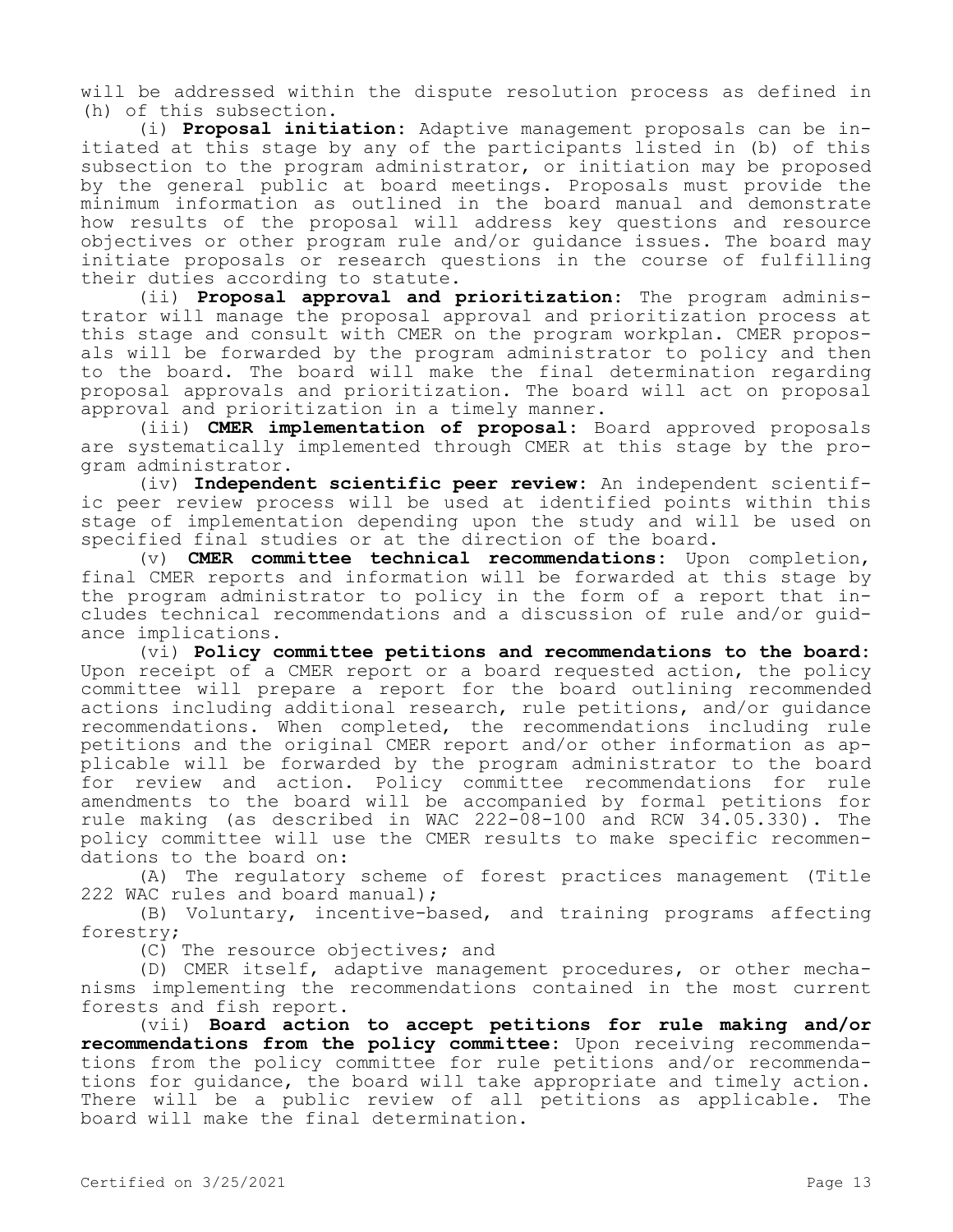will be addressed within the dispute resolution process as defined in (h) of this subsection.

(i) **Proposal initiation:** Adaptive management proposals can be initiated at this stage by any of the participants listed in (b) of this subsection to the program administrator, or initiation may be proposed by the general public at board meetings. Proposals must provide the minimum information as outlined in the board manual and demonstrate how results of the proposal will address key questions and resource objectives or other program rule and/or guidance issues. The board may initiate proposals or research questions in the course of fulfilling their duties according to statute.

(ii) **Proposal approval and prioritization:** The program administrator will manage the proposal approval and prioritization process at this stage and consult with CMER on the program workplan. CMER proposals will be forwarded by the program administrator to policy and then to the board. The board will make the final determination regarding proposal approvals and prioritization. The board will act on proposal approval and prioritization in a timely manner.

(iii) **CMER implementation of proposal:** Board approved proposals are systematically implemented through CMER at this stage by the program administrator.

(iv) **Independent scientific peer review:** An independent scientific peer review process will be used at identified points within this stage of implementation depending upon the study and will be used on specified final studies or at the direction of the board.

(v) **CMER committee technical recommendations:** Upon completion, final CMER reports and information will be forwarded at this stage by the program administrator to policy in the form of a report that includes technical recommendations and a discussion of rule and/or guidance implications.

(vi) **Policy committee petitions and recommendations to the board:** Upon receipt of a CMER report or a board requested action, the policy committee will prepare a report for the board outlining recommended actions including additional research, rule petitions, and/or guidance recommendations. When completed, the recommendations including rule petitions and the original CMER report and/or other information as applicable will be forwarded by the program administrator to the board for review and action. Policy committee recommendations for rule amendments to the board will be accompanied by formal petitions for rule making (as described in WAC 222-08-100 and RCW 34.05.330). The policy committee will use the CMER results to make specific recommendations to the board on:

(A) The regulatory scheme of forest practices management (Title 222 WAC rules and board manual);

(B) Voluntary, incentive-based, and training programs affecting forestry;

(C) The resource objectives; and

(D) CMER itself, adaptive management procedures, or other mechanisms implementing the recommendations contained in the most current forests and fish report.

(vii) **Board action to accept petitions for rule making and/or recommendations from the policy committee:** Upon receiving recommendations from the policy committee for rule petitions and/or recommendations for guidance, the board will take appropriate and timely action. There will be a public review of all petitions as applicable. The board will make the final determination.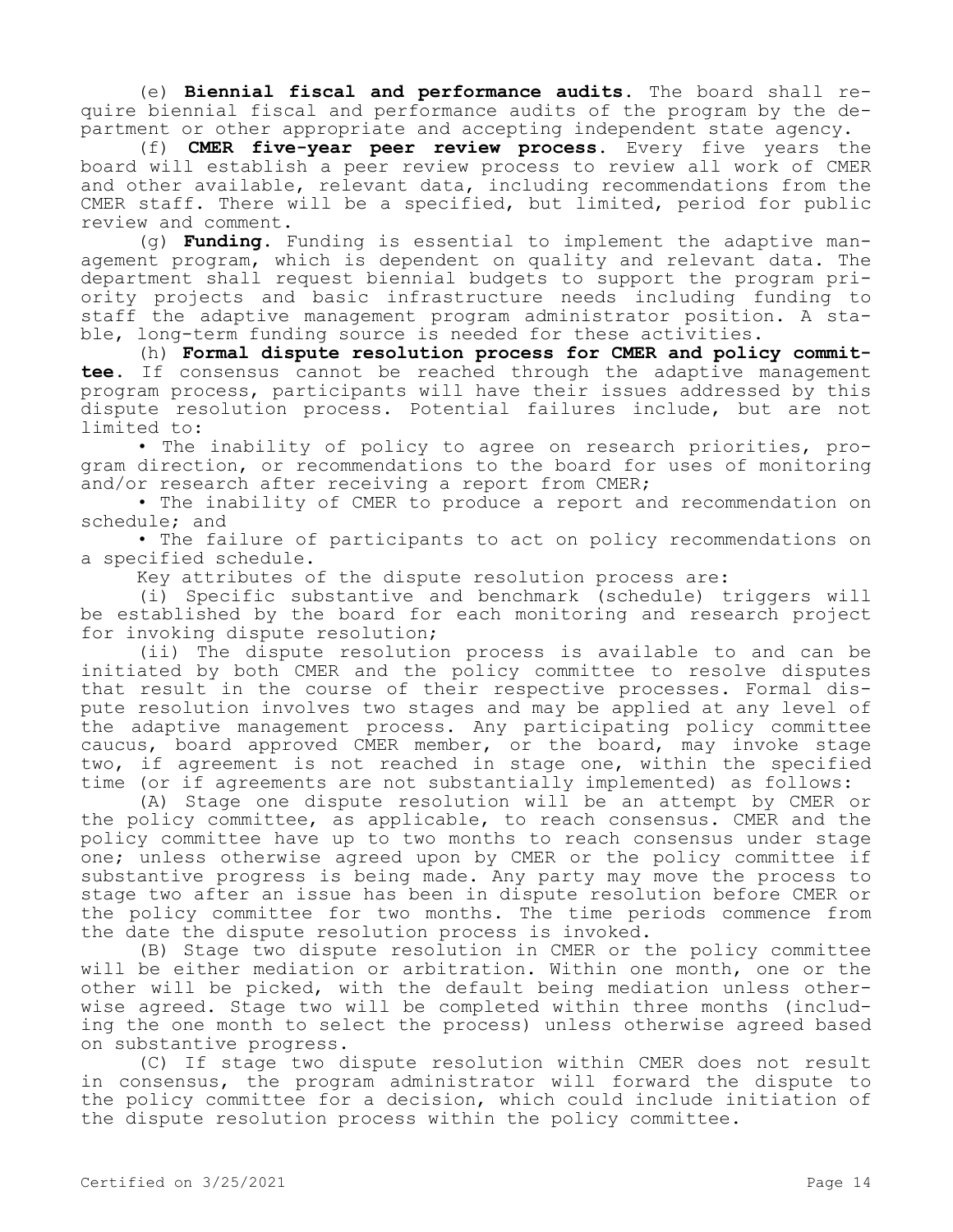(e) **Biennial fiscal and performance audits.** The board shall require biennial fiscal and performance audits of the program by the department or other appropriate and accepting independent state agency.

(f) **CMER five-year peer review process.** Every five years the board will establish a peer review process to review all work of CMER and other available, relevant data, including recommendations from the CMER staff. There will be a specified, but limited, period for public review and comment.

(g) **Funding.** Funding is essential to implement the adaptive management program, which is dependent on quality and relevant data. The department shall request biennial budgets to support the program priority projects and basic infrastructure needs including funding to staff the adaptive management program administrator position. A stable, long-term funding source is needed for these activities.

(h) **Formal dispute resolution process for CMER and policy committee.** If consensus cannot be reached through the adaptive management program process, participants will have their issues addressed by this dispute resolution process. Potential failures include, but are not limited to:

- The inability of policy to agree on research priorities, program direction, or recommendations to the board for uses of monitoring and/or research after receiving a report from CMER;
- The inability of CMER to produce a report and recommendation on schedule; and
- The failure of participants to act on policy recommendations on a specified schedule.

Key attributes of the dispute resolution process are:

(i) Specific substantive and benchmark (schedule) triggers will be established by the board for each monitoring and research project for invoking dispute resolution;

(ii) The dispute resolution process is available to and can be initiated by both CMER and the policy committee to resolve disputes that result in the course of their respective processes. Formal dispute resolution involves two stages and may be applied at any level of the adaptive management process. Any participating policy committee caucus, board approved CMER member, or the board, may invoke stage two, if agreement is not reached in stage one, within the specified time (or if agreements are not substantially implemented) as follows:

(A) Stage one dispute resolution will be an attempt by CMER or the policy committee, as applicable, to reach consensus. CMER and the policy committee have up to two months to reach consensus under stage one; unless otherwise agreed upon by CMER or the policy committee if substantive progress is being made. Any party may move the process to stage two after an issue has been in dispute resolution before CMER or the policy committee for two months. The time periods commence from the date the dispute resolution process is invoked.

(B) Stage two dispute resolution in CMER or the policy committee will be either mediation or arbitration. Within one month, one or the other will be picked, with the default being mediation unless otherwise agreed. Stage two will be completed within three months (including the one month to select the process) unless otherwise agreed based on substantive progress.

(C) If stage two dispute resolution within CMER does not result in consensus, the program administrator will forward the dispute to the policy committee for a decision, which could include initiation of the dispute resolution process within the policy committee.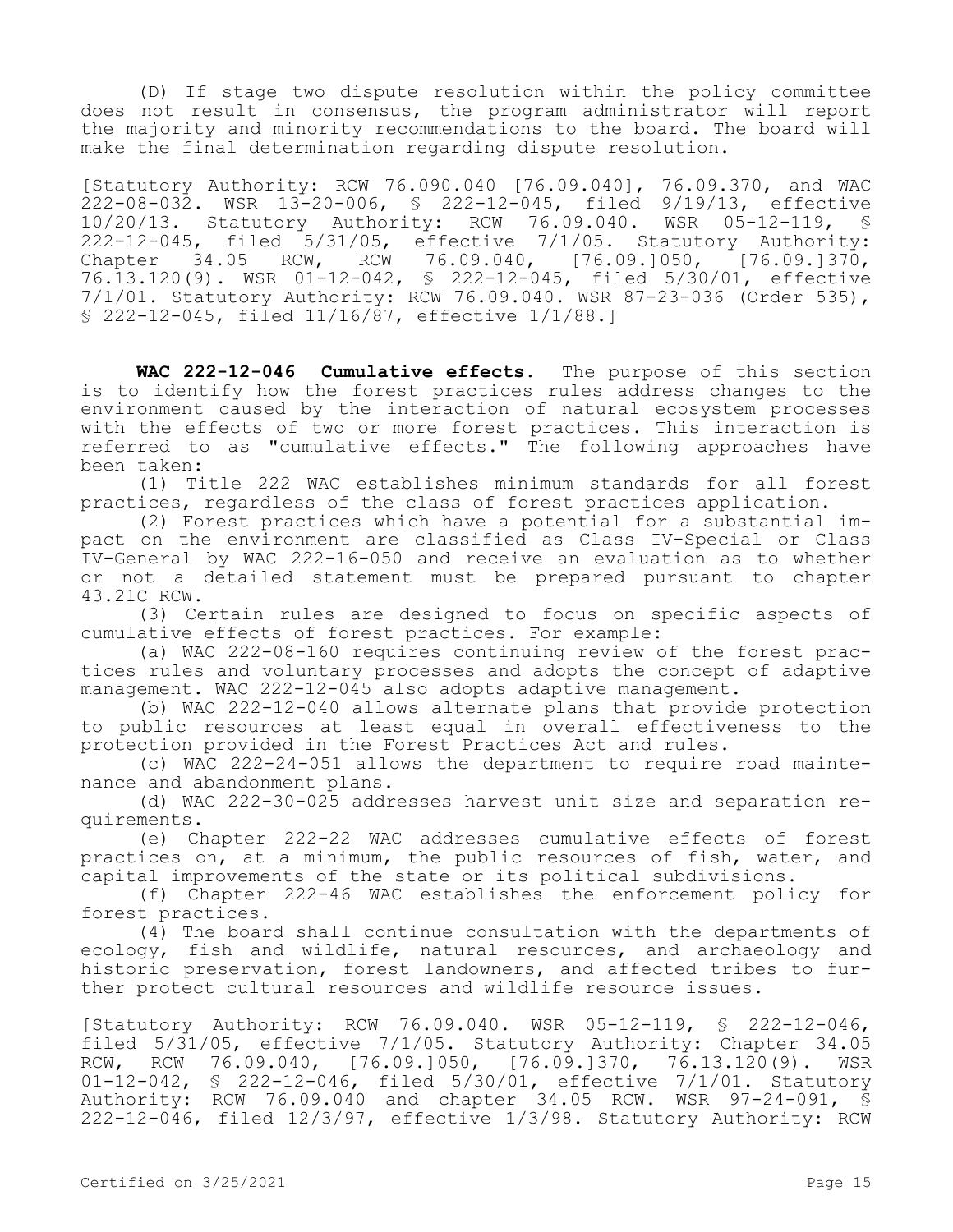(D) If stage two dispute resolution within the policy committee does not result in consensus, the program administrator will report the majority and minority recommendations to the board. The board will make the final determination regarding dispute resolution.

[Statutory Authority: RCW 76.090.040 [76.09.040], 76.09.370, and WAC 222-08-032. WSR 13-20-006, § 222-12-045, filed 9/19/13, effective 10/20/13. Statutory Authority: RCW 76.09.040. WSR 05-12-119, § 222-12-045, filed 5/31/05, effective 7/1/05. Statutory Authority: Chapter 34.05 RCW, RCW 76.09.040, [76.09.]050, [76.09.]370, 76.13.120(9). WSR 01-12-042, § 222-12-045, filed 5/30/01, effective 7/1/01. Statutory Authority: RCW 76.09.040. WSR 87-23-036 (Order 535), § 222-12-045, filed 11/16/87, effective 1/1/88.]

**WAC 222-12-046 Cumulative effects.** The purpose of this section is to identify how the forest practices rules address changes to the environment caused by the interaction of natural ecosystem processes with the effects of two or more forest practices. This interaction is referred to as "cumulative effects." The following approaches have been taken:

(1) Title 222 WAC establishes minimum standards for all forest practices, regardless of the class of forest practices application.

(2) Forest practices which have a potential for a substantial impact on the environment are classified as Class IV-Special or Class IV-General by WAC 222-16-050 and receive an evaluation as to whether or not a detailed statement must be prepared pursuant to chapter 43.21C RCW.

(3) Certain rules are designed to focus on specific aspects of cumulative effects of forest practices. For example:

(a) WAC 222-08-160 requires continuing review of the forest practices rules and voluntary processes and adopts the concept of adaptive management. WAC 222-12-045 also adopts adaptive management.

(b) WAC 222-12-040 allows alternate plans that provide protection to public resources at least equal in overall effectiveness to the protection provided in the Forest Practices Act and rules.

(c) WAC 222-24-051 allows the department to require road maintenance and abandonment plans.

(d) WAC 222-30-025 addresses harvest unit size and separation requirements.

(e) Chapter 222-22 WAC addresses cumulative effects of forest practices on, at a minimum, the public resources of fish, water, and capital improvements of the state or its political subdivisions.

(f) Chapter 222-46 WAC establishes the enforcement policy for forest practices.

(4) The board shall continue consultation with the departments of ecology, fish and wildlife, natural resources, and archaeology and historic preservation, forest landowners, and affected tribes to further protect cultural resources and wildlife resource issues.

[Statutory Authority: RCW 76.09.040. WSR 05-12-119, § 222-12-046, filed 5/31/05, effective 7/1/05. Statutory Authority: Chapter 34.05 RCW, RCW 76.09.040, [76.09.]050, [76.09.]370, 76.13.120(9). WSR 01-12-042, § 222-12-046, filed 5/30/01, effective 7/1/01. Statutory Authority: RCW 76.09.040 and chapter 34.05 RCW. WSR 97-24-091, § 222-12-046, filed 12/3/97, effective 1/3/98. Statutory Authority: RCW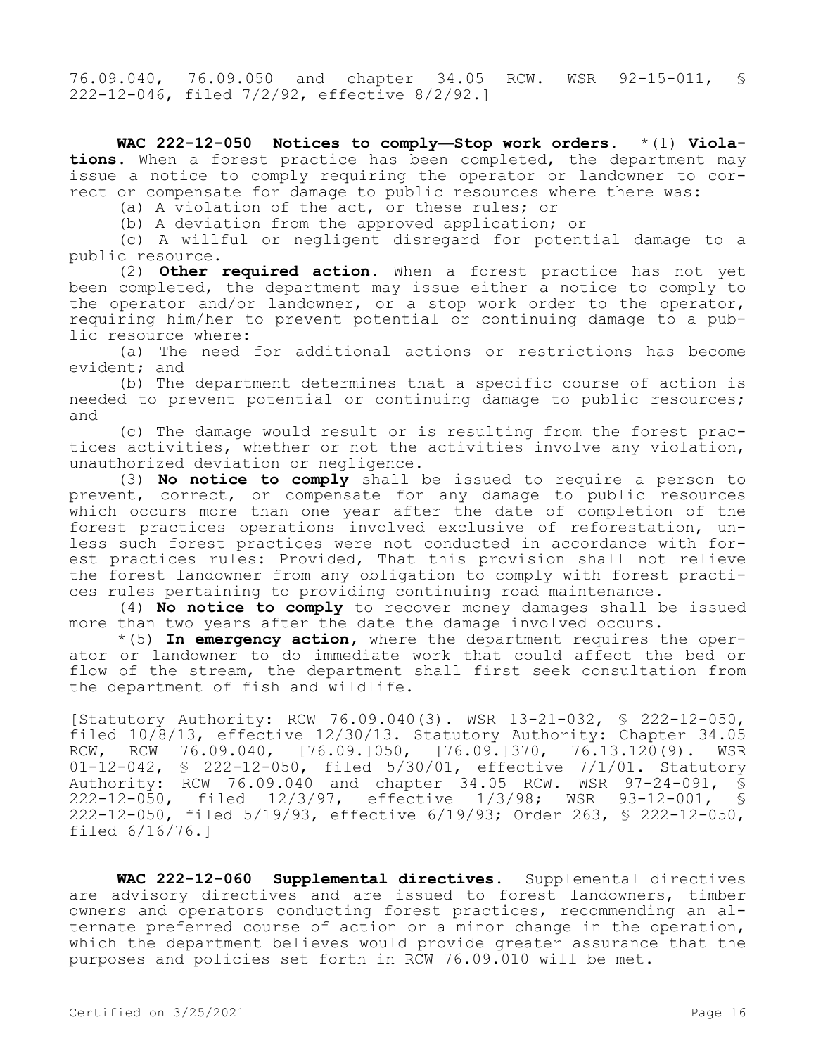76.09.040, 76.09.050 and chapter 34.05 RCW. WSR 92-15-011, § 222-12-046, filed 7/2/92, effective 8/2/92.]

**WAC 222-12-050 Notices to comply—Stop work orders.** *(1) **Violations.** When a forest practice has been completed, the department may issue a notice to comply requiring the operator or landowner to correct or compensate for damage to public resources where there was:

(a) A violation of the act, or these rules; or

(b) A deviation from the approved application; or

(c) A willful or negligent disregard for potential damage to a public resource.

(2) **Other required action.** When a forest practice has not yet been completed, the department may issue either a notice to comply to the operator and/or landowner, or a stop work order to the operator, requiring him/her to prevent potential or continuing damage to a public resource where:

(a) The need for additional actions or restrictions has become evident; and

(b) The department determines that a specific course of action is needed to prevent potential or continuing damage to public resources; and

(c) The damage would result or is resulting from the forest practices activities, whether or not the activities involve any violation, unauthorized deviation or negligence.

(3) **No notice to comply** shall be issued to require a person to prevent, correct, or compensate for any damage to public resources which occurs more than one year after the date of completion of the forest practices operations involved exclusive of reforestation, unless such forest practices were not conducted in accordance with forest practices rules: Provided, That this provision shall not relieve the forest landowner from any obligation to comply with forest practices rules pertaining to providing continuing road maintenance.

(4) **No notice to comply** to recover money damages shall be issued more than two years after the date the damage involved occurs.

*(5) **In emergency action**, where the department requires the operator or landowner to do immediate work that could affect the bed or flow of the stream, the department shall first seek consultation from the department of fish and wildlife.

[Statutory Authority: RCW 76.09.040(3). WSR 13-21-032, § 222-12-050, filed 10/8/13, effective 12/30/13. Statutory Authority: Chapter 34.05 RCW, RCW 76.09.040, [76.09.]050, [76.09.]370, 76.13.120(9). WSR 01-12-042, § 222-12-050, filed 5/30/01, effective 7/1/01. Statutory Authority: RCW 76.09.040 and chapter 34.05 RCW. WSR 97-24-091, § 222-12-050, filed 12/3/97, effective 1/3/98; WSR 93-12-001, § 222-12-050, filed 5/19/93, effective 6/19/93; Order 263, § 222-12-050, filed 6/16/76.]

**WAC 222-12-060 Supplemental directives.** Supplemental directives are advisory directives and are issued to forest landowners, timber owners and operators conducting forest practices, recommending an alternate preferred course of action or a minor change in the operation, which the department believes would provide greater assurance that the purposes and policies set forth in RCW 76.09.010 will be met.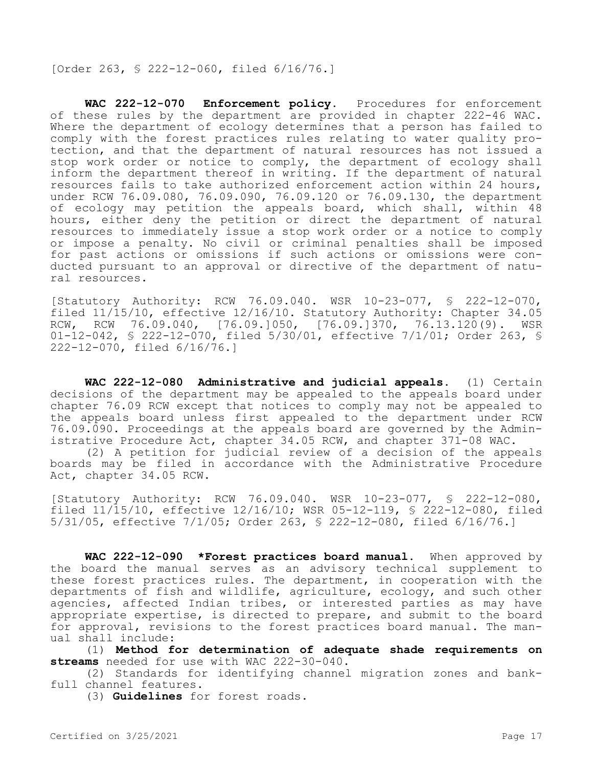[Order 263, § 222-12-060, filed 6/16/76.]

**WAC 222-12-070 Enforcement policy.** Procedures for enforcement of these rules by the department are provided in chapter 222-46 WAC. Where the department of ecology determines that a person has failed to comply with the forest practices rules relating to water quality protection, and that the department of natural resources has not issued a stop work order or notice to comply, the department of ecology shall inform the department thereof in writing. If the department of natural resources fails to take authorized enforcement action within 24 hours, under RCW 76.09.080, 76.09.090, 76.09.120 or 76.09.130, the department of ecology may petition the appeals board, which shall, within 48 hours, either deny the petition or direct the department of natural resources to immediately issue a stop work order or a notice to comply or impose a penalty. No civil or criminal penalties shall be imposed for past actions or omissions if such actions or omissions were conducted pursuant to an approval or directive of the department of natural resources.

[Statutory Authority: RCW 76.09.040. WSR 10-23-077, § 222-12-070, filed 11/15/10, effective 12/16/10. Statutory Authority: Chapter 34.05 RCW, RCW 76.09.040, [76.09.]050, [76.09.]370, 76.13.120(9). WSR 01-12-042, § 222-12-070, filed 5/30/01, effective 7/1/01; Order 263, § 222-12-070, filed 6/16/76.]

**WAC 222-12-080 Administrative and judicial appeals.** (1) Certain decisions of the department may be appealed to the appeals board under chapter 76.09 RCW except that notices to comply may not be appealed to the appeals board unless first appealed to the department under RCW 76.09.090. Proceedings at the appeals board are governed by the Administrative Procedure Act, chapter 34.05 RCW, and chapter 371-08 WAC.

(2) A petition for judicial review of a decision of the appeals boards may be filed in accordance with the Administrative Procedure Act, chapter 34.05 RCW.

[Statutory Authority: RCW 76.09.040. WSR 10-23-077, § 222-12-080, filed 11/15/10, effective 12/16/10; WSR 05-12-119, § 222-12-080, filed 5/31/05, effective 7/1/05; Order 263, § 222-12-080, filed 6/16/76.]

**WAC 222-12-090 *Forest practices board manual.** When approved by the board the manual serves as an advisory technical supplement to these forest practices rules. The department, in cooperation with the departments of fish and wildlife, agriculture, ecology, and such other agencies, affected Indian tribes, or interested parties as may have appropriate expertise, is directed to prepare, and submit to the board for approval, revisions to the forest practices board manual. The manual shall include:

(1) **Method for determination of adequate shade requirements on streams** needed for use with WAC 222-30-040.

(2) Standards for identifying channel migration zones and bankfull channel features.

(3) **Guidelines** for forest roads.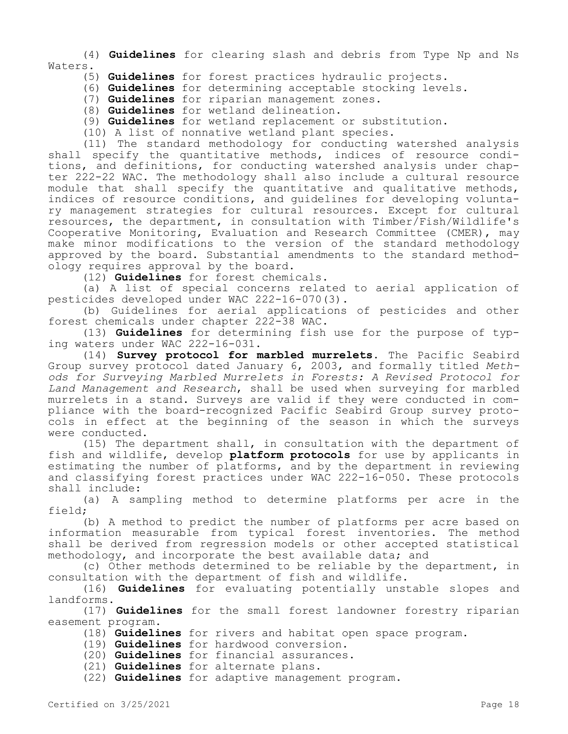(4) **Guidelines** for clearing slash and debris from Type Np and Ns Waters.

(5) **Guidelines** for forest practices hydraulic projects.

(6) **Guidelines** for determining acceptable stocking levels.

(7) **Guidelines** for riparian management zones.

(8) **Guidelines** for wetland delineation.

(9) **Guidelines** for wetland replacement or substitution.

(10) A list of nonnative wetland plant species.

(11) The standard methodology for conducting watershed analysis shall specify the quantitative methods, indices of resource conditions, and definitions, for conducting watershed analysis under chapter 222-22 WAC. The methodology shall also include a cultural resource module that shall specify the quantitative and qualitative methods, indices of resource conditions, and guidelines for developing voluntary management strategies for cultural resources. Except for cultural resources, the department, in consultation with Timber/Fish/Wildlife's Cooperative Monitoring, Evaluation and Research Committee (CMER), may make minor modifications to the version of the standard methodology approved by the board. Substantial amendments to the standard methodology requires approval by the board.

(12) **Guidelines** for forest chemicals.

(a) A list of special concerns related to aerial application of pesticides developed under WAC 222-16-070(3).

(b) Guidelines for aerial applications of pesticides and other forest chemicals under chapter 222-38 WAC.

(13) **Guidelines** for determining fish use for the purpose of typing waters under WAC 222-16-031.

(14) **Survey protocol for marbled murrelets**. The Pacific Seabird Group survey protocol dated January 6, 2003, and formally titled *Methods for Surveying Marbled Murrelets in Forests: A Revised Protocol for Land Management and Research*, shall be used when surveying for marbled murrelets in a stand. Surveys are valid if they were conducted in compliance with the board-recognized Pacific Seabird Group survey protocols in effect at the beginning of the season in which the surveys were conducted.

(15) The department shall, in consultation with the department of fish and wildlife, develop **platform protocols** for use by applicants in estimating the number of platforms, and by the department in reviewing and classifying forest practices under WAC 222-16-050. These protocols shall include:

(a) A sampling method to determine platforms per acre in the field;

(b) A method to predict the number of platforms per acre based on information measurable from typical forest inventories. The method shall be derived from regression models or other accepted statistical methodology, and incorporate the best available data; and

(c) Other methods determined to be reliable by the department, in consultation with the department of fish and wildlife.

(16) **Guidelines** for evaluating potentially unstable slopes and landforms.

(17) **Guidelines** for the small forest landowner forestry riparian easement program.

(18) **Guidelines** for rivers and habitat open space program.

(19) **Guidelines** for hardwood conversion.

(20) **Guidelines** for financial assurances.

(21) **Guidelines** for alternate plans.

(22) **Guidelines** for adaptive management program.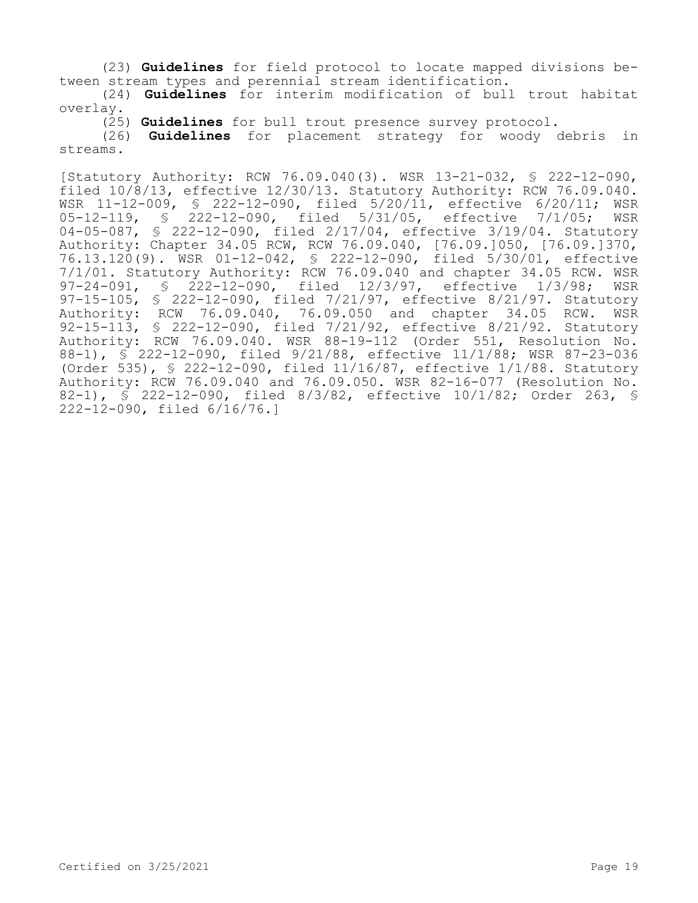(23) **Guidelines** for field protocol to locate mapped divisions between stream types and perennial stream identification.

(24) **Guidelines** for interim modification of bull trout habitat overlay.

(25) **Guidelines** for bull trout presence survey protocol.

(26) **Guidelines** for placement strategy for woody debris in streams.

[Statutory Authority: RCW 76.09.040(3). WSR 13-21-032, § 222-12-090, filed 10/8/13, effective 12/30/13. Statutory Authority: RCW 76.09.040. WSR 11-12-009, § 222-12-090, filed 5/20/11, effective 6/20/11; WSR 05-12-119, § 222-12-090, filed 5/31/05, effective 7/1/05; WSR 04-05-087, § 222-12-090, filed 2/17/04, effective 3/19/04. Statutory Authority: Chapter 34.05 RCW, RCW 76.09.040, [76.09.]050, [76.09.]370, 76.13.120(9). WSR 01-12-042, § 222-12-090, filed 5/30/01, effective 7/1/01. Statutory Authority: RCW 76.09.040 and chapter 34.05 RCW. WSR 97-24-091, § 222-12-090, filed 12/3/97, effective 1/3/98; WSR 97-15-105, § 222-12-090, filed 7/21/97, effective 8/21/97. Statutory Authority: RCW 76.09.040, 76.09.050 and chapter 34.05 RCW. WSR 92-15-113, § 222-12-090, filed 7/21/92, effective 8/21/92. Statutory Authority: RCW 76.09.040. WSR 88-19-112 (Order 551, Resolution No. 88-1), § 222-12-090, filed 9/21/88, effective 11/1/88; WSR 87-23-036 (Order 535), § 222-12-090, filed 11/16/87, effective 1/1/88. Statutory Authority: RCW 76.09.040 and 76.09.050. WSR 82-16-077 (Resolution No. 82-1), § 222-12-090, filed 8/3/82, effective 10/1/82; Order 263, § 222-12-090, filed 6/16/76.]